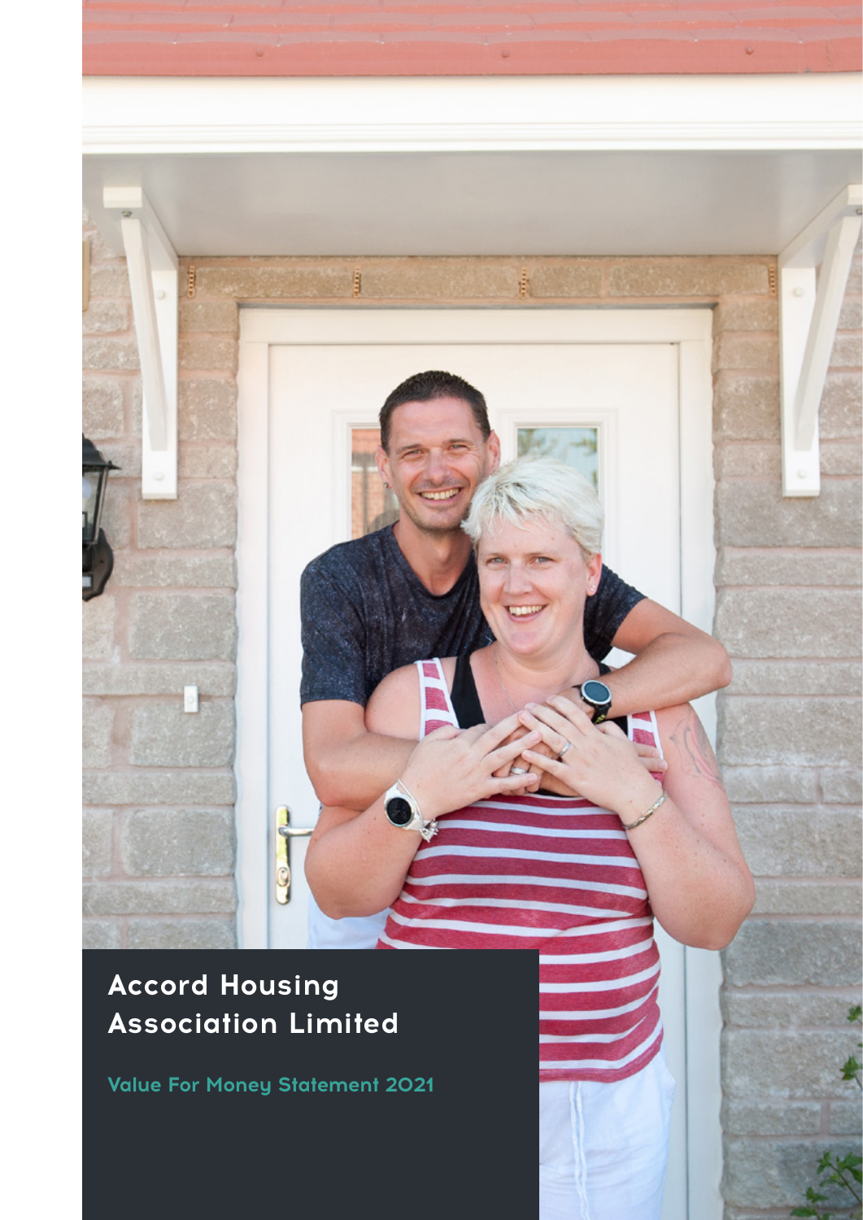# Accord Housing Association Limited

## Value For Money Statement 2021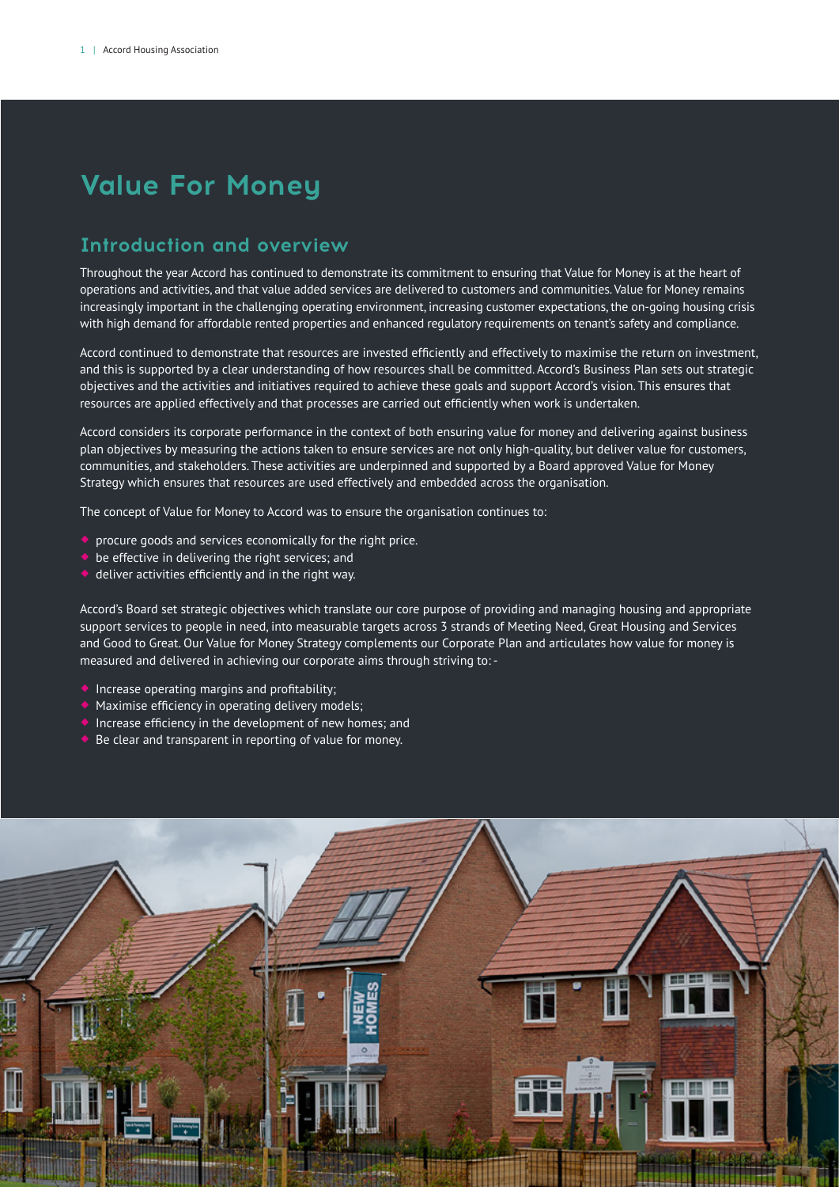# Value For Money

## Introduction and overview

Throughout the year Accord has continued to demonstrate its commitment to ensuring that Value for Money is at the heart of operations and activities, and that value added services are delivered to customers and communities. Value for Money remains increasingly important in the challenging operating environment, increasing customer expectations, the on-going housing crisis with high demand for affordable rented properties and enhanced regulatory requirements on tenant's safety and compliance.

Accord continued to demonstrate that resources are invested efficiently and effectively to maximise the return on investment, and this is supported by a clear understanding of how resources shall be committed. Accord's Business Plan sets out strategic objectives and the activities and initiatives required to achieve these goals and support Accord's vision. This ensures that resources are applied effectively and that processes are carried out efficiently when work is undertaken.

Accord considers its corporate performance in the context of both ensuring value for money and delivering against business plan objectives by measuring the actions taken to ensure services are not only high-quality, but deliver value for customers, communities, and stakeholders. These activities are underpinned and supported by a Board approved Value for Money Strategy which ensures that resources are used effectively and embedded across the organisation.

The concept of Value for Money to Accord was to ensure the organisation continues to:

- procure goods and services economically for the right price.
- be effective in delivering the right services; and
- deliver activities efficiently and in the right way.

Accord's Board set strategic objectives which translate our core purpose of providing and managing housing and appropriate support services to people in need, into measurable targets across 3 strands of Meeting Need, Great Housing and Services and Good to Great. Our Value for Money Strategy complements our Corporate Plan and articulates how value for money is measured and delivered in achieving our corporate aims through striving to: -

- Increase operating margins and profitability;
- Maximise efficiency in operating delivery models;
- Increase efficiency in the development of new homes; and
- Be clear and transparent in reporting of value for money.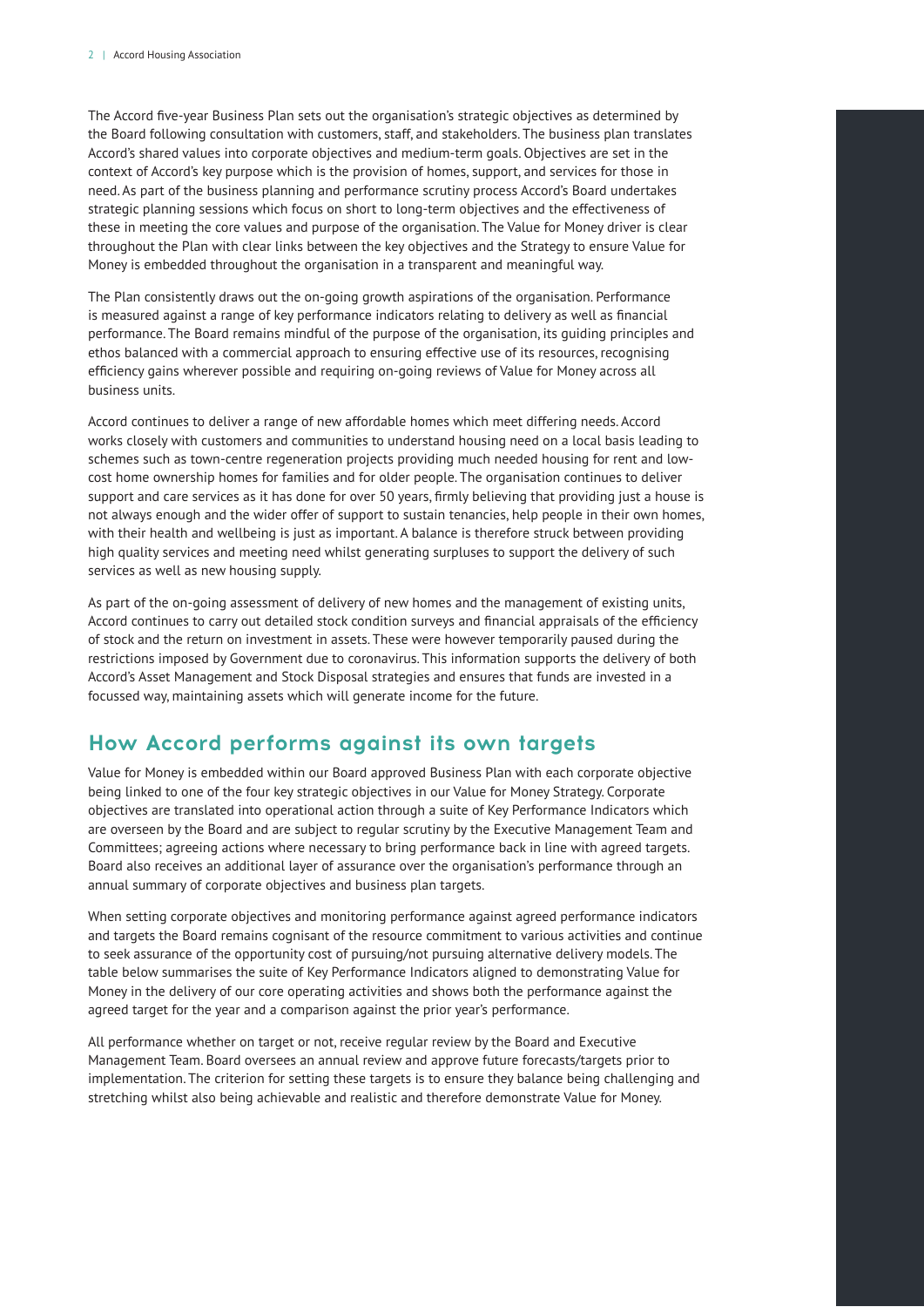The Accord five-year Business Plan sets out the organisation's strategic objectives as determined by the Board following consultation with customers, staff, and stakeholders. The business plan translates Accord's shared values into corporate objectives and medium-term goals. Objectives are set in the context of Accord's key purpose which is the provision of homes, support, and services for those in need. As part of the business planning and performance scrutiny process Accord's Board undertakes strategic planning sessions which focus on short to long-term objectives and the effectiveness of these in meeting the core values and purpose of the organisation. The Value for Money driver is clear throughout the Plan with clear links between the key objectives and the Strategy to ensure Value for Money is embedded throughout the organisation in a transparent and meaningful way.

The Plan consistently draws out the on-going growth aspirations of the organisation. Performance is measured against a range of key performance indicators relating to delivery as well as financial performance. The Board remains mindful of the purpose of the organisation, its guiding principles and ethos balanced with a commercial approach to ensuring effective use of its resources, recognising efficiency gains wherever possible and requiring on-going reviews of Value for Money across all business units.

Accord continues to deliver a range of new affordable homes which meet differing needs. Accord works closely with customers and communities to understand housing need on a local basis leading to schemes such as town-centre regeneration projects providing much needed housing for rent and low-cost home ownership homes for families and for older people. The organisation continues to deliver support and care services as it has done for over 50 years, firmly believing that providing just a house is not always enough and the wider offer of support to sustain tenancies, help people in their own homes, with their health and wellbeing is just as important. A balance is therefore struck between providing high quality services and meeting need whilst generating surpluses to support the delivery of such services as well as new housing supply.

As part of the on-going assessment of delivery of new homes and the management of existing units, Accord continues to carry out detailed stock condition surveys and financial appraisals of the efficiency of stock and the return on investment in assets. These were however temporarily paused during the restrictions imposed by Government due to coronavirus. This information supports the delivery of both Accord's Asset Management and Stock Disposal strategies and ensures that funds are invested in a focussed way, maintaining assets which will generate income for the future.

## How Accord performs against its own targets

Value for Money is embedded within our Board approved Business Plan with each corporate objective being linked to one of the four key strategic objectives in our Value for Money Strategy. Corporate objectives are translated into operational action through a suite of Key Performance Indicators which are overseen by the Board and are subject to regular scrutiny by the Executive Management Team and Committees; agreeing actions where necessary to bring performance back in line with agreed targets. Board also receives an additional layer of assurance over the organisation's performance through an annual summary of corporate objectives and business plan targets.

When setting corporate objectives and monitoring performance against agreed performance indicators and targets the Board remains cognisant of the resource commitment to various activities and continue to seek assurance of the opportunity cost of pursuing/not pursuing alternative delivery models. The table below summarises the suite of Key Performance Indicators aligned to demonstrating Value for Money in the delivery of our core operating activities and shows both the performance against the agreed target for the year and a comparison against the prior year's performance.

All performance whether on target or not, receive regular review by the Board and Executive Management Team. Board oversees an annual review and approve future forecasts/targets prior to implementation. The criterion for setting these targets is to ensure they balance being challenging and stretching whilst also being achievable and realistic and therefore demonstrate Value for Money.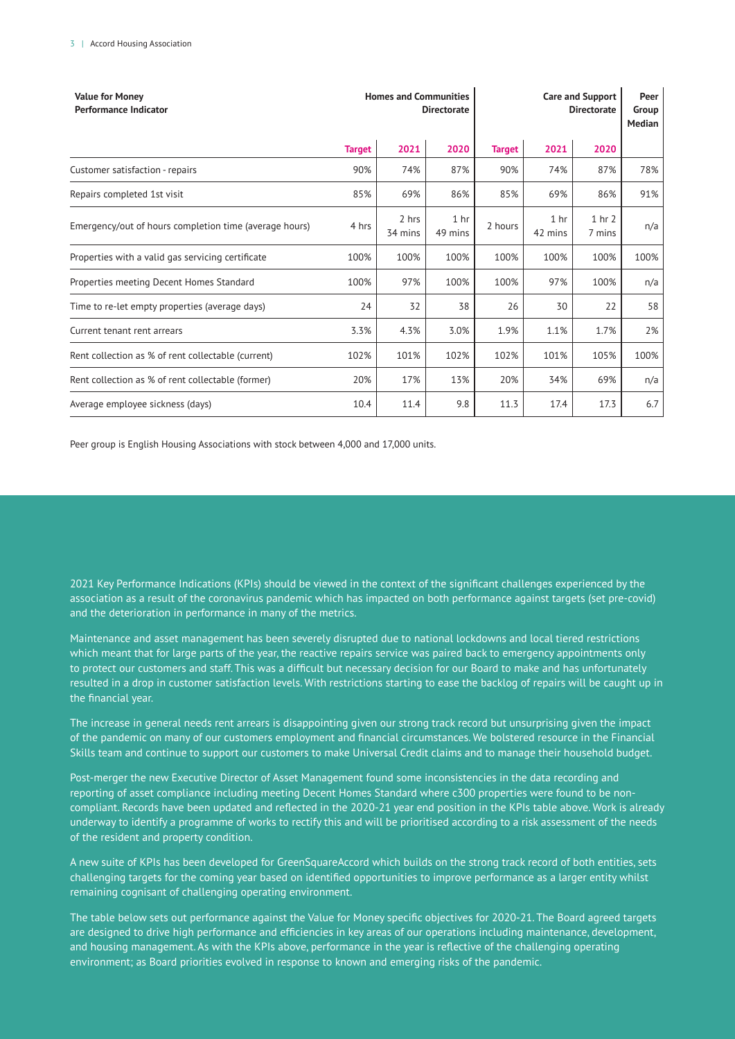| Value for Money Performance Indicator | Homes and Communities Directorate | | | Care and Support Directorate | | | Peer Group Median |
|---|---|---|---|---|---|---|---|
| | Target | 2021 | 2020 | Target | 2021 | 2020 | |
| Customer satisfaction - repairs | 90% | 74% | 87% | 90% | 74% | 87% | 78% |
| Repairs completed 1st visit | 85% | 69% | 86% | 85% | 69% | 86% | 91% |
| Emergency/out of hours completion time (average hours) | 4 hrs | 2 hrs 34 mins | 1 hr 49 mins | 2 hours | 1 hr 42 mins | 1 hr 2 7 mins | n/a |
| Properties with a valid gas servicing certificate | 100% | 100% | 100% | 100% | 100% | 100% | 100% |
| Properties meeting Decent Homes Standard | 100% | 97% | 100% | 100% | 97% | 100% | n/a |
| Time to re-let empty properties (average days) | 24 | 32 | 38 | 26 | 30 | 22 | 58 |
| Current tenant rent arrears | 3.3% | 4.3% | 3.0% | 1.9% | 1.1% | 1.7% | 2% |
| Rent collection as % of rent collectable (current) | 102% | 101% | 102% | 102% | 101% | 105% | 100% |
| Rent collection as % of rent collectable (former) | 20% | 17% | 13% | 20% | 34% | 69% | n/a |
| Average employee sickness (days) | 10.4 | 11.4 | 9.8 | 11.3 | 17.4 | 17.3 | 6.7 |

Peer group is English Housing Associations with stock between 4,000 and 17,000 units.

2021 Key Performance Indications (KPIs) should be viewed in the context of the significant challenges experienced by the association as a result of the coronavirus pandemic which has impacted on both performance against targets (set pre-covid) and the deterioration in performance in many of the metrics.

Maintenance and asset management has been severely disrupted due to national lockdowns and local tiered restrictions which meant that for large parts of the year, the reactive repairs service was paired back to emergency appointments only to protect our customers and staff. This was a difficult but necessary decision for our Board to make and has unfortunately resulted in a drop in customer satisfaction levels. With restrictions starting to ease the backlog of repairs will be caught up in the financial year.

The increase in general needs rent arrears is disappointing given our strong track record but unsurprising given the impact of the pandemic on many of our customers employment and financial circumstances. We bolstered resource in the Financial Skills team and continue to support our customers to make Universal Credit claims and to manage their household budget.

Post-merger the new Executive Director of Asset Management found some inconsistencies in the data recording and reporting of asset compliance including meeting Decent Homes Standard where c300 properties were found to be non-compliant. Records have been updated and reflected in the 2020-21 year end position in the KPIs table above. Work is already underway to identify a programme of works to rectify this and will be prioritised according to a risk assessment of the needs of the resident and property condition.

A new suite of KPIs has been developed for GreenSquareAccord which builds on the strong track record of both entities, sets challenging targets for the coming year based on identified opportunities to improve performance as a larger entity whilst remaining cognisant of challenging operating environment.

The table below sets out performance against the Value for Money specific objectives for 2020-21. The Board agreed targets are designed to drive high performance and efficiencies in key areas of our operations including maintenance, development, and housing management. As with the KPIs above, performance in the year is reflective of the challenging operating environment; as Board priorities evolved in response to known and emerging risks of the pandemic.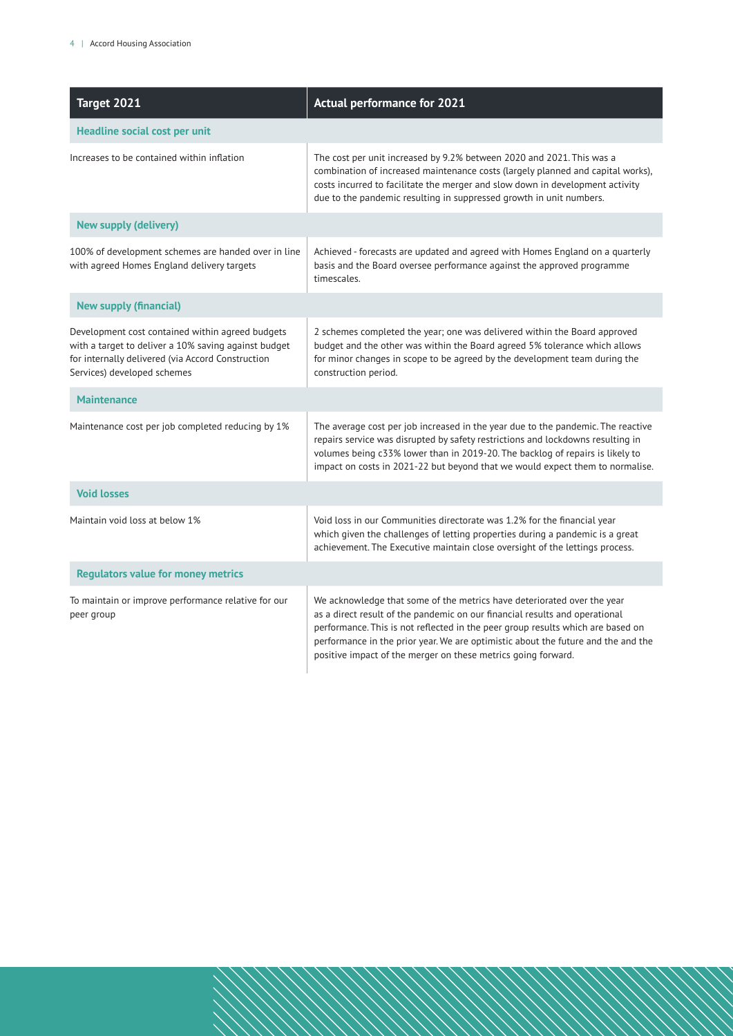| Target 2021 | Actual performance for 2021 |
|---|---|
| **Headline social cost per unit** | |
| Increases to be contained within inflation | The cost per unit increased by 9.2% between 2020 and 2021. This was a combination of increased maintenance costs (largely planned and capital works), costs incurred to facilitate the merger and slow down in development activity due to the pandemic resulting in suppressed growth in unit numbers. |
| **New supply (delivery)** | |
| 100% of development schemes are handed over in line with agreed Homes England delivery targets | Achieved - forecasts are updated and agreed with Homes England on a quarterly basis and the Board oversee performance against the approved programme timescales. |
| **New supply (financial)** | |
| Development cost contained within agreed budgets with a target to deliver a 10% saving against budget for internally delivered (via Accord Construction Services) developed schemes | 2 schemes completed the year; one was delivered within the Board approved budget and the other was within the Board agreed 5% tolerance which allows for minor changes in scope to be agreed by the development team during the construction period. |
| **Maintenance** | |
| Maintenance cost per job completed reducing by 1% | The average cost per job increased in the year due to the pandemic. The reactive repairs service was disrupted by safety restrictions and lockdowns resulting in volumes being c33% lower than in 2019-20. The backlog of repairs is likely to impact on costs in 2021-22 but beyond that we would expect them to normalise. |
| **Void losses** | |
| Maintain void loss at below 1% | Void loss in our Communities directorate was 1.2% for the financial year which given the challenges of letting properties during a pandemic is a great achievement. The Executive maintain close oversight of the lettings process. |
| **Regulators value for money metrics** | |
| To maintain or improve performance relative for our peer group | We acknowledge that some of the metrics have deteriorated over the year as a direct result of the pandemic on our financial results and operational performance. This is not reflected in the peer group results which are based on performance in the prior year. We are optimistic about the future and the and the positive impact of the merger on these metrics going forward. |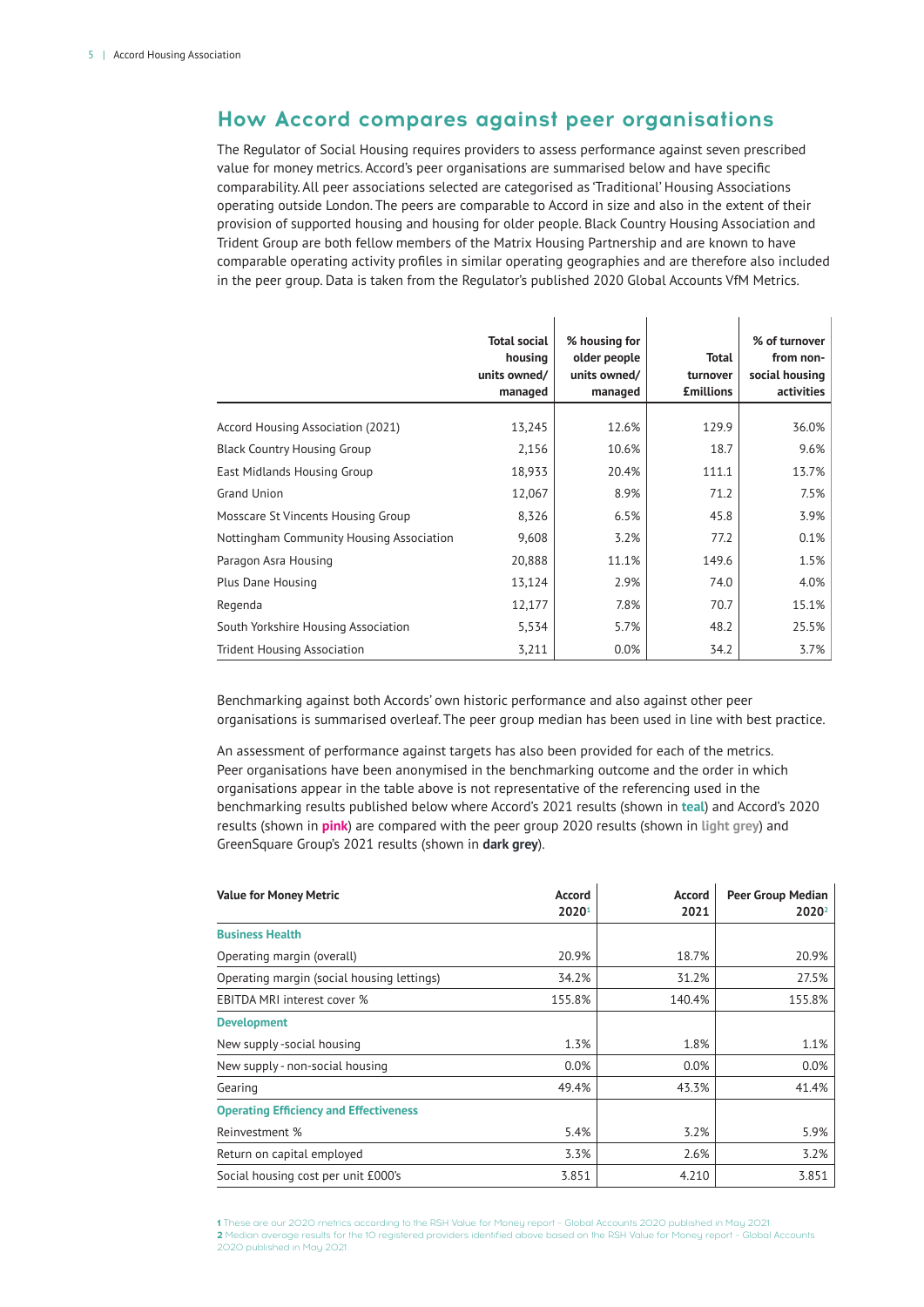## How Accord compares against peer organisations

The Regulator of Social Housing requires providers to assess performance against seven prescribed value for money metrics. Accord's peer organisations are summarised below and have specific comparability. All peer associations selected are categorised as 'Traditional' Housing Associations operating outside London. The peers are comparable to Accord in size and also in the extent of their provision of supported housing and housing for older people. Black Country Housing Association and Trident Group are both fellow members of the Matrix Housing Partnership and are known to have comparable operating activity profiles in similar operating geographies and are therefore also included in the peer group. Data is taken from the Regulator's published 2020 Global Accounts VfM Metrics.

| | Total social housing units owned/ managed | % housing for older people units owned/ managed | Total turnover £millions | % of turnover from non-social housing activities |
|---|---|---|---|---|
| Accord Housing Association (2021) | 13,245 | 12.6% | 129.9 | 36.0% |
| Black Country Housing Group | 2,156 | 10.6% | 18.7 | 9.6% |
| East Midlands Housing Group | 18,933 | 20.4% | 111.1 | 13.7% |
| Grand Union | 12,067 | 8.9% | 71.2 | 7.5% |
| Mosscare St Vincents Housing Group | 8,326 | 6.5% | 45.8 | 3.9% |
| Nottingham Community Housing Association | 9,608 | 3.2% | 77.2 | 0.1% |
| Paragon Asra Housing | 20,888 | 11.1% | 149.6 | 1.5% |
| Plus Dane Housing | 13,124 | 2.9% | 74.0 | 4.0% |
| Regenda | 12,177 | 7.8% | 70.7 | 15.1% |
| South Yorkshire Housing Association | 5,534 | 5.7% | 48.2 | 25.5% |
| Trident Housing Association | 3,211 | 0.0% | 34.2 | 3.7% |

Benchmarking against both Accords' own historic performance and also against other peer organisations is summarised overleaf. The peer group median has been used in line with best practice.

An assessment of performance against targets has also been provided for each of the metrics. Peer organisations have been anonymised in the benchmarking outcome and the order in which organisations appear in the table above is not representative of the referencing used in the benchmarking results published below where Accord's 2021 results (shown in **teal**) and Accord's 2020 results (shown in **pink**) are compared with the peer group 2020 results (shown in **light grey**) and GreenSquare Group's 2021 results (shown in **dark grey**).

| Value for Money Metric | Accord 2020[1] | Accord 2021 | Peer Group Median 2020[2] |
|---|---|---|---|
| **Business Health** | | | |
| Operating margin (overall) | 20.9% | 18.7% | 20.9% |
| Operating margin (social housing lettings) | 34.2% | 31.2% | 27.5% |
| EBITDA MRI interest cover % | 155.8% | 140.4% | 155.8% |
| **Development** | | | |
| New supply -social housing | 1.3% | 1.8% | 1.1% |
| New supply - non-social housing | 0.0% | 0.0% | 0.0% |
| Gearing | 49.4% | 43.3% | 41.4% |
| **Operating Efficiency and Effectiveness** | | | |
| Reinvestment % | 5.4% | 3.2% | 5.9% |
| Return on capital employed | 3.3% | 2.6% | 3.2% |
| Social housing cost per unit £000's | 3.851 | 4.210 | 3.851 |

**1** These are our 2020 metrics according to the RSH Value for Money report - Global Accounts 2020 published in May 2021.
**2** Median average results for the 10 registered providers identified above based on the RSH Value for Money report - Global Accounts 2020 published in May 2021.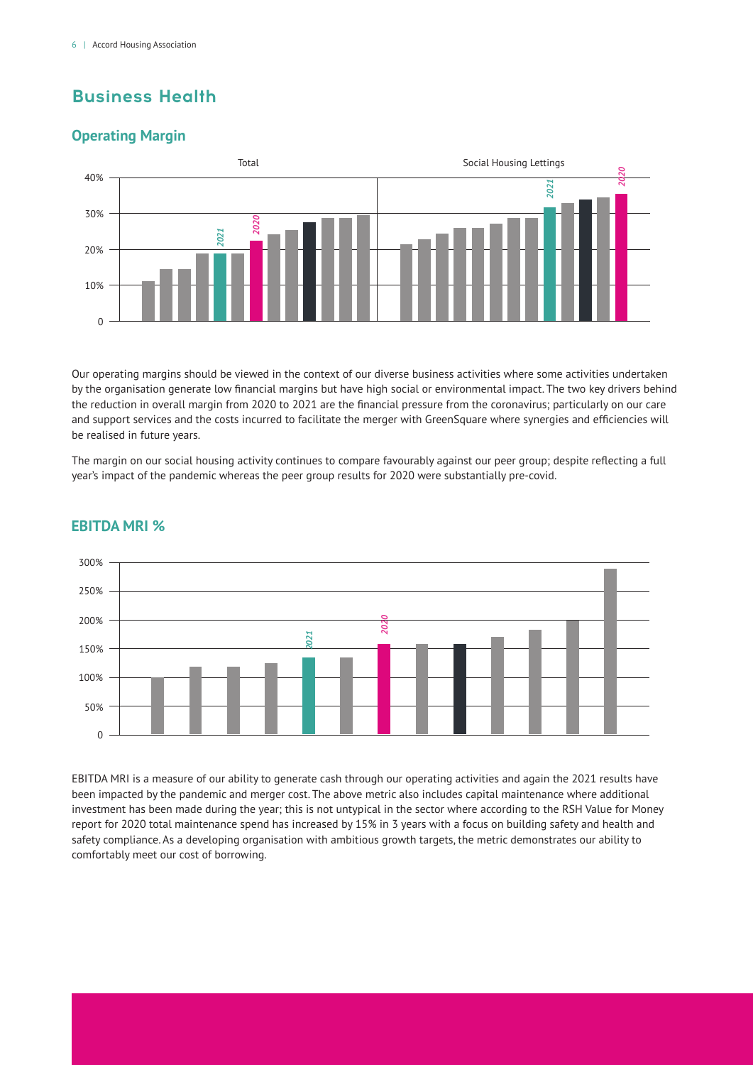## Business Health

### Operating Margin

Our operating margins should be viewed in the context of our diverse business activities where some activities undertaken by the organisation generate low financial margins but have high social or environmental impact. The two key drivers behind the reduction in overall margin from 2020 to 2021 are the financial pressure from the coronavirus; particularly on our care and support services and the costs incurred to facilitate the merger with GreenSquare where synergies and efficiencies will be realised in future years.

The margin on our social housing activity continues to compare favourably against our peer group; despite reflecting a full year's impact of the pandemic whereas the peer group results for 2020 were substantially pre-covid.

### EBITDA MRI %

EBITDA MRI is a measure of our ability to generate cash through our operating activities and again the 2021 results have been impacted by the pandemic and merger cost. The above metric also includes capital maintenance where additional investment has been made during the year; this is not untypical in the sector where according to the RSH Value for Money report for 2020 total maintenance spend has increased by 15% in 3 years with a focus on building safety and health and safety compliance. As a developing organisation with ambitious growth targets, the metric demonstrates our ability to comfortably meet our cost of borrowing.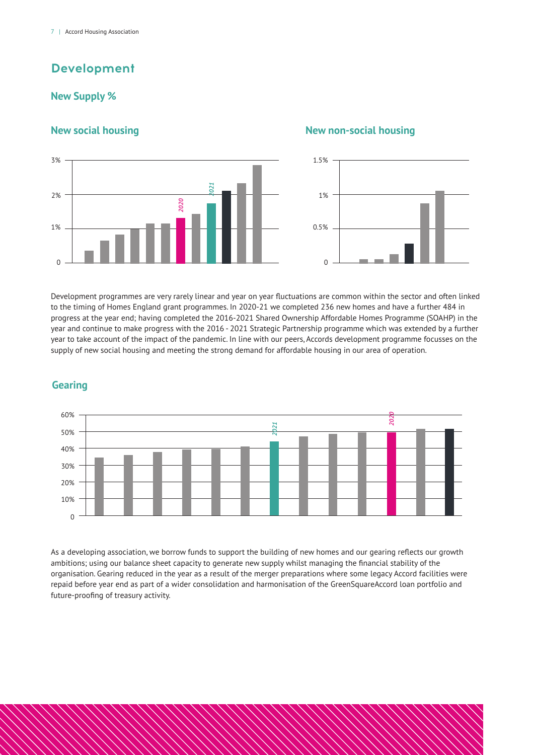# Development

## New Supply %

### New social housing

### New non-social housing

Development programmes are very rarely linear and year on year fluctuations are common within the sector and often linked to the timing of Homes England grant programmes. In 2020-21 we completed 236 new homes and have a further 484 in progress at the year end; having completed the 2016-2021 Shared Ownership Affordable Homes Programme (SOAHP) in the year and continue to make progress with the 2016 - 2021 Strategic Partnership programme which was extended by a further year to take account of the impact of the pandemic. In line with our peers, Accords development programme focusses on the supply of new social housing and meeting the strong demand for affordable housing in our area of operation.

## Gearing

As a developing association, we borrow funds to support the building of new homes and our gearing reflects our growth ambitions; using our balance sheet capacity to generate new supply whilst managing the financial stability of the organisation. Gearing reduced in the year as a result of the merger preparations where some legacy Accord facilities were repaid before year end as part of a wider consolidation and harmonisation of the GreenSquareAccord loan portfolio and future-proofing of treasury activity.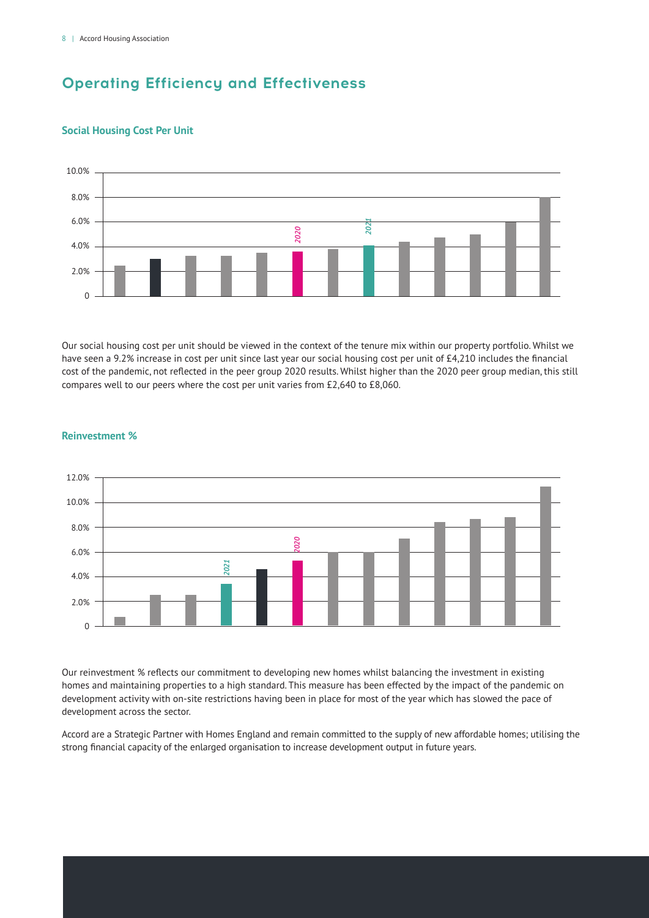# Operating Efficiency and Effectiveness

## Social Housing Cost Per Unit

Our social housing cost per unit should be viewed in the context of the tenure mix within our property portfolio. Whilst we have seen a 9.2% increase in cost per unit since last year our social housing cost per unit of £4,210 includes the financial cost of the pandemic, not reflected in the peer group 2020 results. Whilst higher than the 2020 peer group median, this still compares well to our peers where the cost per unit varies from £2,640 to £8,060.

## Reinvestment %

Our reinvestment % reflects our commitment to developing new homes whilst balancing the investment in existing homes and maintaining properties to a high standard. This measure has been effected by the impact of the pandemic on development activity with on-site restrictions having been in place for most of the year which has slowed the pace of development across the sector.

Accord are a Strategic Partner with Homes England and remain committed to the supply of new affordable homes; utilising the strong financial capacity of the enlarged organisation to increase development output in future years.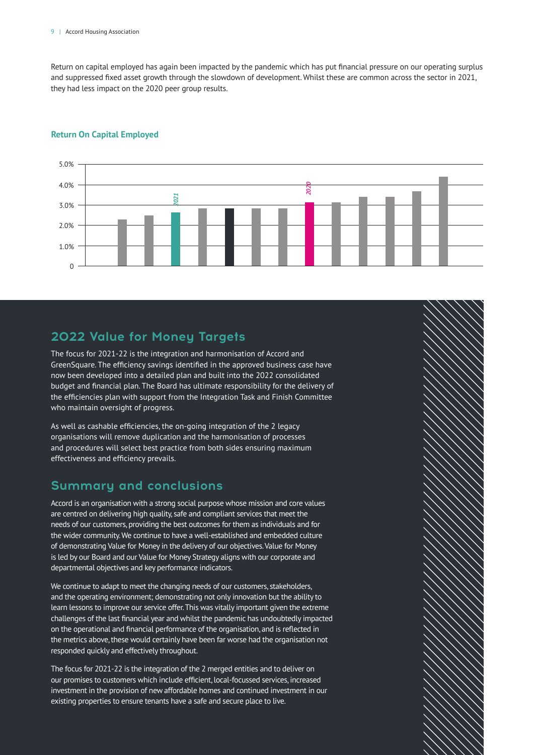Return on capital employed has again been impacted by the pandemic which has put financial pressure on our operating surplus and suppressed fixed asset growth through the slowdown of development. Whilst these are common across the sector in 2021, they had less impact on the 2020 peer group results.

**Return On Capital Employed**

## 2022 Value for Money Targets

The focus for 2021-22 is the integration and harmonisation of Accord and GreenSquare. The efficiency savings identified in the approved business case have now been developed into a detailed plan and built into the 2022 consolidated budget and financial plan. The Board has ultimate responsibility for the delivery of the efficiencies plan with support from the Integration Task and Finish Committee who maintain oversight of progress.

As well as cashable efficiencies, the on-going integration of the 2 legacy organisations will remove duplication and the harmonisation of processes and procedures will select best practice from both sides ensuring maximum effectiveness and efficiency prevails.

## Summary and conclusions

Accord is an organisation with a strong social purpose whose mission and core values are centred on delivering high quality, safe and compliant services that meet the needs of our customers, providing the best outcomes for them as individuals and for the wider community. We continue to have a well-established and embedded culture of demonstrating Value for Money in the delivery of our objectives. Value for Money is led by our Board and our Value for Money Strategy aligns with our corporate and departmental objectives and key performance indicators.

We continue to adapt to meet the changing needs of our customers, stakeholders, and the operating environment; demonstrating not only innovation but the ability to learn lessons to improve our service offer. This was vitally important given the extreme challenges of the last financial year and whilst the pandemic has undoubtedly impacted on the operational and financial performance of the organisation, and is reflected in the metrics above, these would certainly have been far worse had the organisation not responded quickly and effectively throughout.

The focus for 2021-22 is the integration of the 2 merged entities and to deliver on our promises to customers which include efficient, local-focussed services, increased investment in the provision of new affordable homes and continued investment in our existing properties to ensure tenants have a safe and secure place to live.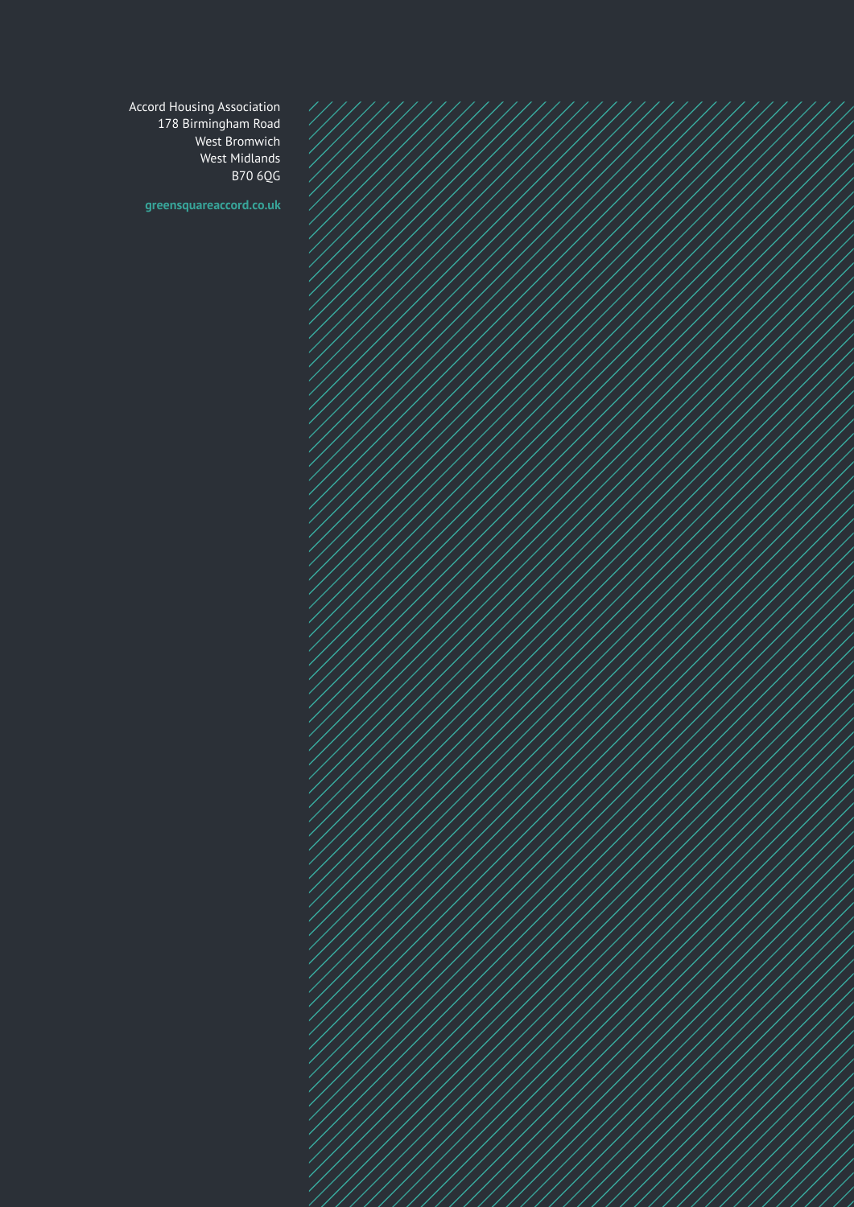Accord Housing Association
178 Birmingham Road
West Bromwich
West Midlands
B70 6QG

**greensquareaccord.co.uk**